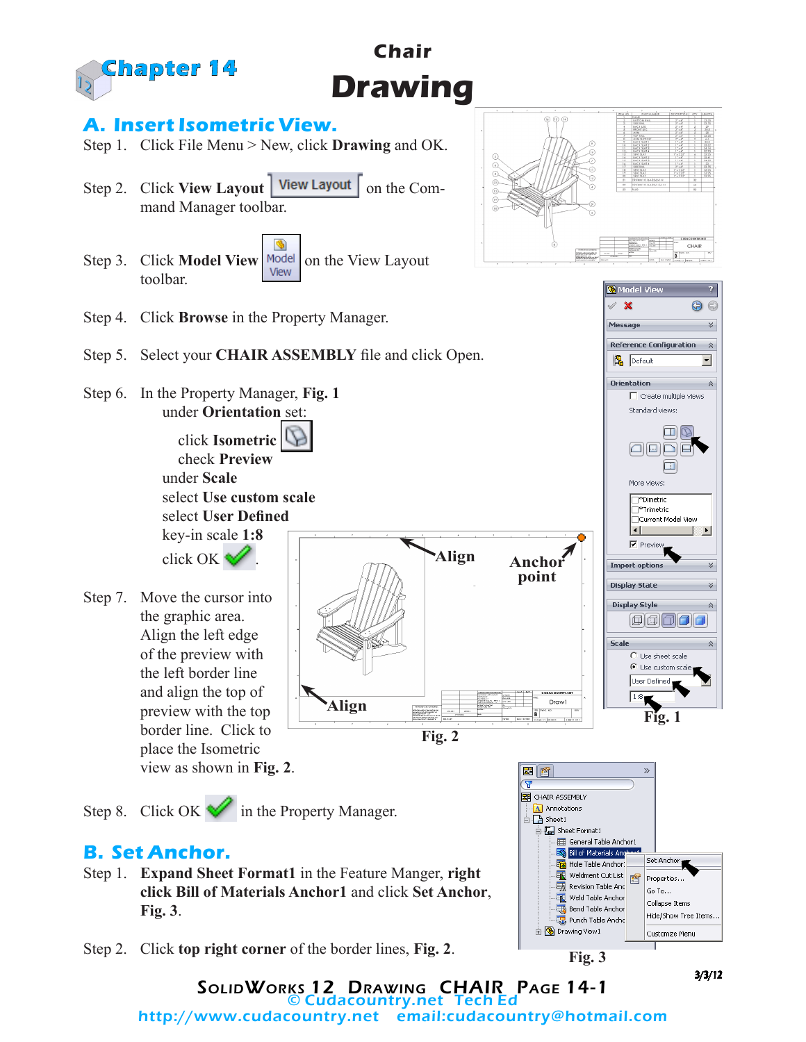# Chapter 14

## Chair Drawing

## A. Insert Isometric View.

Step 1. Click File Menu > New, click **Drawing** and OK.

Step 2. Click **View Layout** View Layout on the Command Manager toolbar.

Step 3. Click **Model View** Model View on the View Layout toolbar.

Step 4. Click **Browse** in the Property Manager.

Step 5. Select your **CHAIR ASSEMBLY** file and click Open.

Step 6. In the Property Manager, **Fig. 1**
under **Orientation** set:
click **Isometric**
check **Preview**
under **Scale**
select **Use custom scale**
select **User Defined**
key-in scale **1:8**
click OK .

Step 7. Move the cursor into the graphic area. Align the left edge of the preview with the left border line and align the top of preview with the top border line. Click to place the Isometric view as shown in **Fig. 2**.

Fig. 2

Fig. 1

Step 8. Click OK in the Property Manager.

## B. Set Anchor.

Step 1. **Expand Sheet Format1** in the Feature Manger, **right click Bill of Materials Anchor1** and click **Set Anchor**, **Fig. 3**.

Step 2. Click **top right corner** of the border lines, **Fig. 2**.

Fig. 3

3/3/12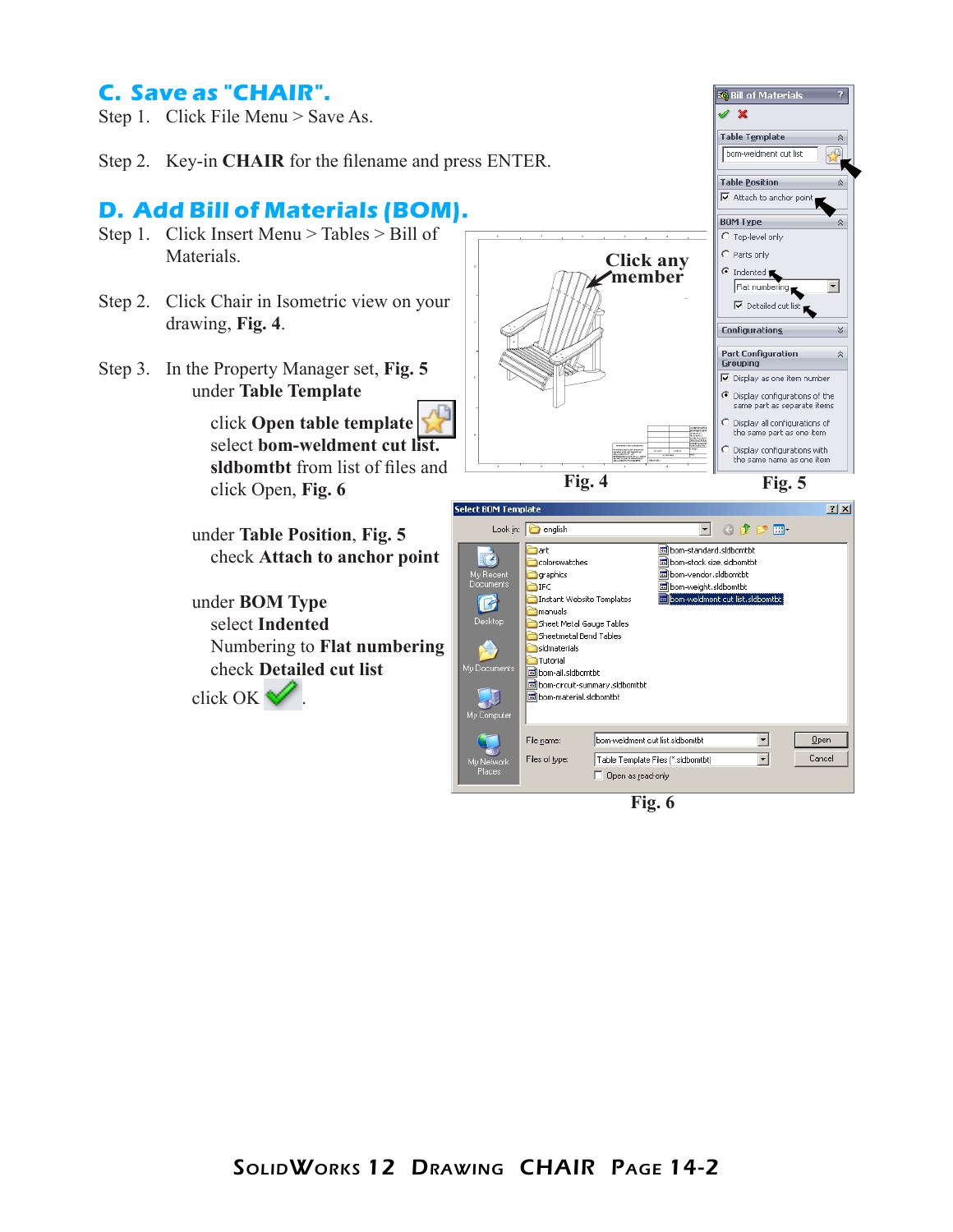## C. Save as "CHAIR".

Step 1. Click File Menu > Save As.

Step 2. Key-in **CHAIR** for the filename and press ENTER.

## D. Add Bill of Materials (BOM).

Step 1. Click Insert Menu > Tables > Bill of Materials.

Step 2. Click Chair in Isometric view on your drawing, **Fig. 4**.

Step 3. In the Property Manager set, **Fig. 5**

under **Table Template**

click **Open table template**
select **bom-weldment cut list.sldbomtbt** from list of files and click Open, **Fig. 6**

under **Table Position**, **Fig. 5**
check **Attach to anchor point**

under **BOM Type**
select **Indented**
Numbering to **Flat numbering**
check **Detailed cut list**

click OK .

Click any member

**Fig. 4**

**Fig. 5**

**Fig. 6**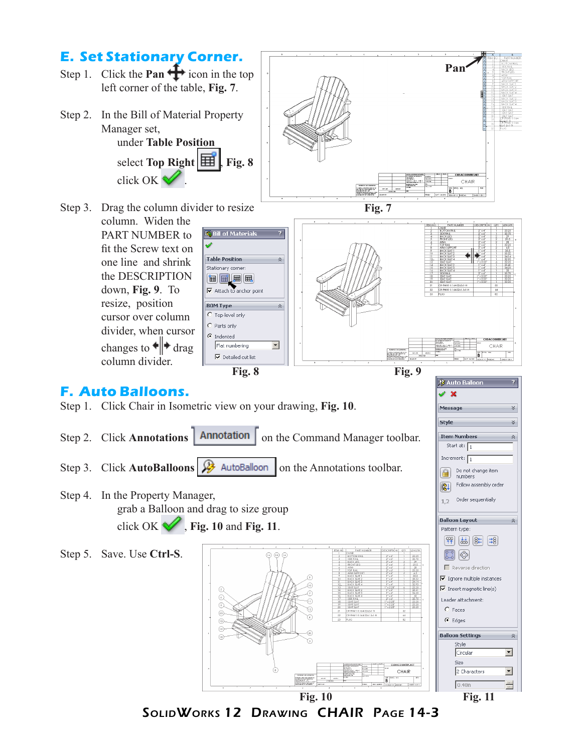## E. Set Stationary Corner.

Step 1. Click the **Pan** icon in the top left corner of the table, **Fig. 7**.

Step 2. In the Bill of Material Property Manager set,
under **Table Position**
select **Top Right**, **Fig. 8**
click OK.

Step 3. Drag the column divider to resize column. Widen the PART NUMBER to fit the Screw text on one line and shrink the DESCRIPTION down, **Fig. 9**. To resize, position cursor over column divider, when cursor changes to drag column divider.

Fig. 7

Fig. 8

Fig. 9

## F. Auto Balloons.

Step 1. Click Chair in Isometric view on your drawing, **Fig. 10**.

Step 2. Click **Annotations** on the Command Manager toolbar.

Step 3. Click **AutoBalloons** on the Annotations toolbar.

Step 4. In the Property Manager,
grab a Balloon and drag to size group
click OK, **Fig. 10** and **Fig. 11**.

Step 5. Save. Use **Ctrl-S**.

Fig. 10

Fig. 11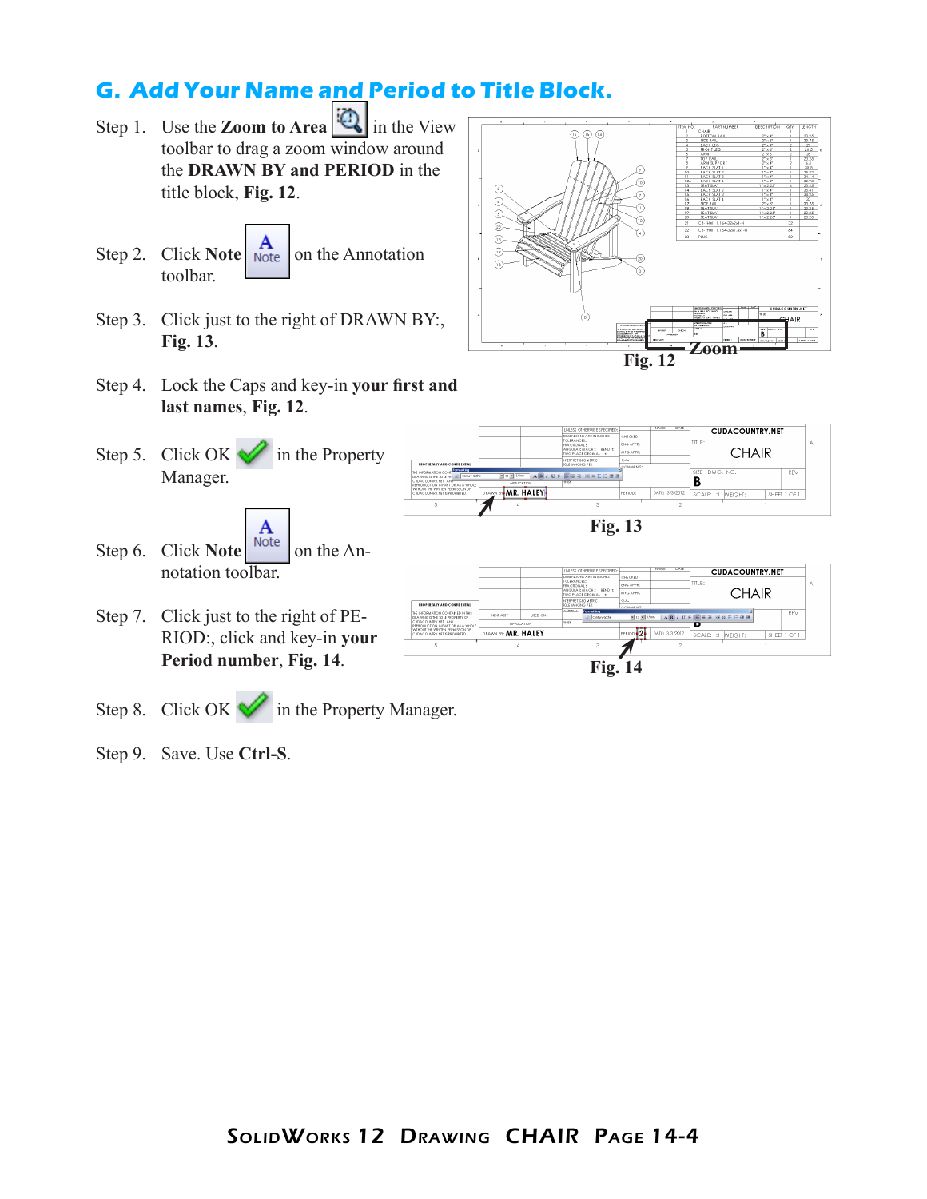## G. Add Your Name and Period to Title Block.

Step 1. Use the **Zoom to Area** in the View toolbar to drag a zoom window around the **DRAWN BY and PERIOD** in the title block, **Fig. 12**.

Step 2. Click **Note** on the Annotation toolbar.

Step 3. Click just to the right of DRAWN BY:, **Fig. 13**.

Step 4. Lock the Caps and key-in **your first and last names**, **Fig. 12**.

Step 5. Click OK in the Property Manager.

Step 6. Click **Note** on the Annotation toolbar.

Step 7. Click just to the right of PERIOD:, click and key-in **your Period number**, **Fig. 14**.

Step 8. Click OK in the Property Manager.

Step 9. Save. Use **Ctrl-S**.

Zoom

**Fig. 12**

**Fig. 13**

**Fig. 14**